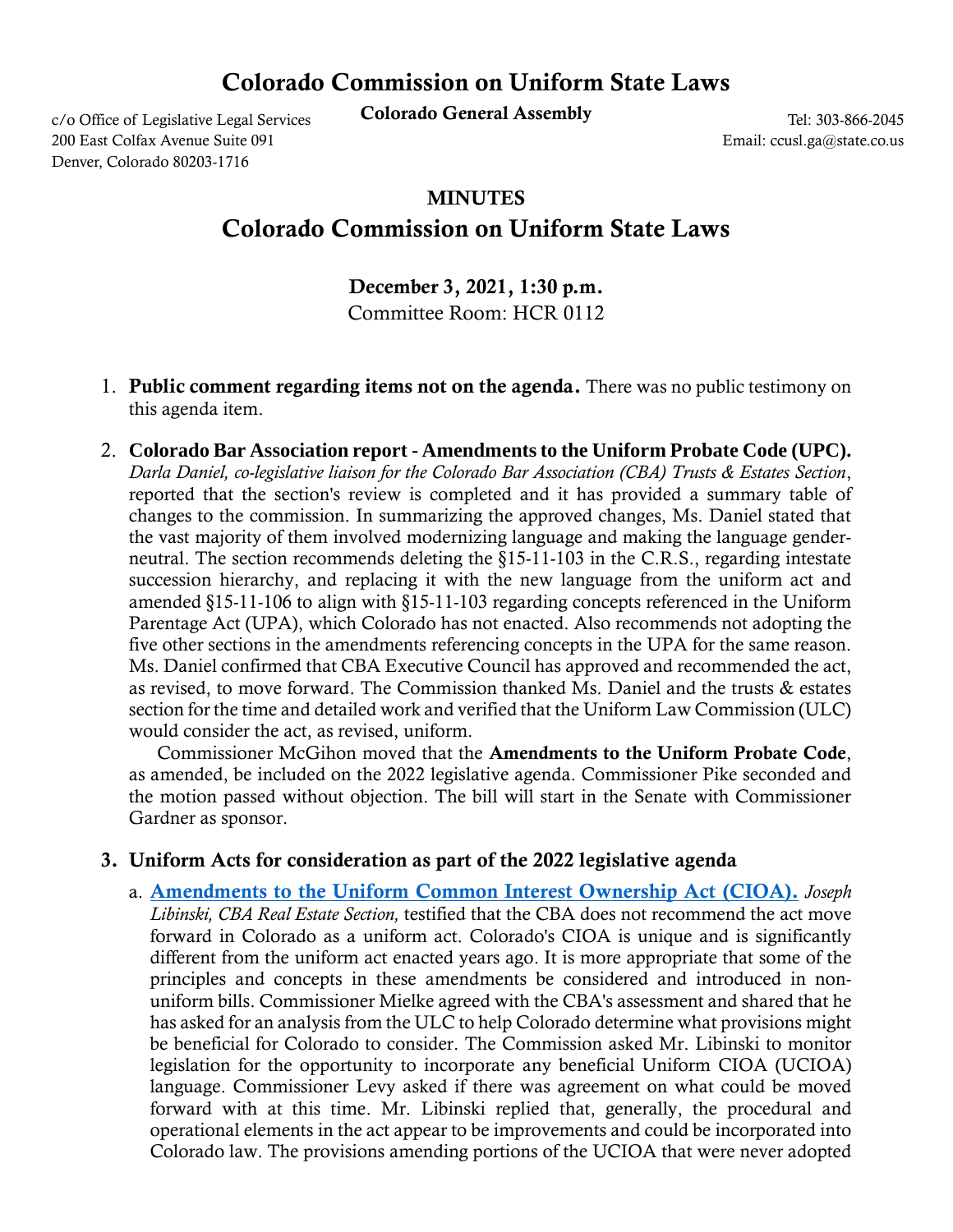# Colorado Commission on Uniform State Laws

**Colorado General Assembly**

c/o Office of Legislative Legal Services
200 East Colfax Avenue Suite 091
Denver, Colorado 80203-1716

Tel: 303-866-2045
Email: ccusl.ga@state.co.us

## MINUTES

## Colorado Commission on Uniform State Laws

**December 3, 2021, 1:30 p.m.**
Committee Room: HCR 0112

1. **Public comment regarding items not on the agenda.** There was no public testimony on this agenda item.

2. **Colorado Bar Association report - Amendments to the Uniform Probate Code (UPC).** *Darla Daniel, co-legislative liaison for the Colorado Bar Association (CBA) Trusts & Estates Section*, reported that the section's review is completed and it has provided a summary table of changes to the commission. In summarizing the approved changes, Ms. Daniel stated that the vast majority of them involved modernizing language and making the language gender-neutral. The section recommends deleting the §15-11-103 in the C.R.S., regarding intestate succession hierarchy, and replacing it with the new language from the uniform act and amended §15-11-106 to align with §15-11-103 regarding concepts referenced in the Uniform Parentage Act (UPA), which Colorado has not enacted. Also recommends not adopting the five other sections in the amendments referencing concepts in the UPA for the same reason. Ms. Daniel confirmed that CBA Executive Council has approved and recommended the act, as revised, to move forward. The Commission thanked Ms. Daniel and the trusts & estates section for the time and detailed work and verified that the Uniform Law Commission (ULC) would consider the act, as revised, uniform.

   Commissioner McGihon moved that the **Amendments to the Uniform Probate Code**, as amended, be included on the 2022 legislative agenda. Commissioner Pike seconded and the motion passed without objection. The bill will start in the Senate with Commissioner Gardner as sponsor.

3. **Uniform Acts for consideration as part of the 2022 legislative agenda**

   a. **Amendments to the Uniform Common Interest Ownership Act (CIOA).** *Joseph Libinski, CBA Real Estate Section,* testified that the CBA does not recommend the act move forward in Colorado as a uniform act. Colorado's CIOA is unique and is significantly different from the uniform act enacted years ago. It is more appropriate that some of the principles and concepts in these amendments be considered and introduced in non-uniform bills. Commissioner Mielke agreed with the CBA's assessment and shared that he has asked for an analysis from the ULC to help Colorado determine what provisions might be beneficial for Colorado to consider. The Commission asked Mr. Libinski to monitor legislation for the opportunity to incorporate any beneficial Uniform CIOA (UCIOA) language. Commissioner Levy asked if there was agreement on what could be moved forward with at this time. Mr. Libinski replied that, generally, the procedural and operational elements in the act appear to be improvements and could be incorporated into Colorado law. The provisions amending portions of the UCIOA that were never adopted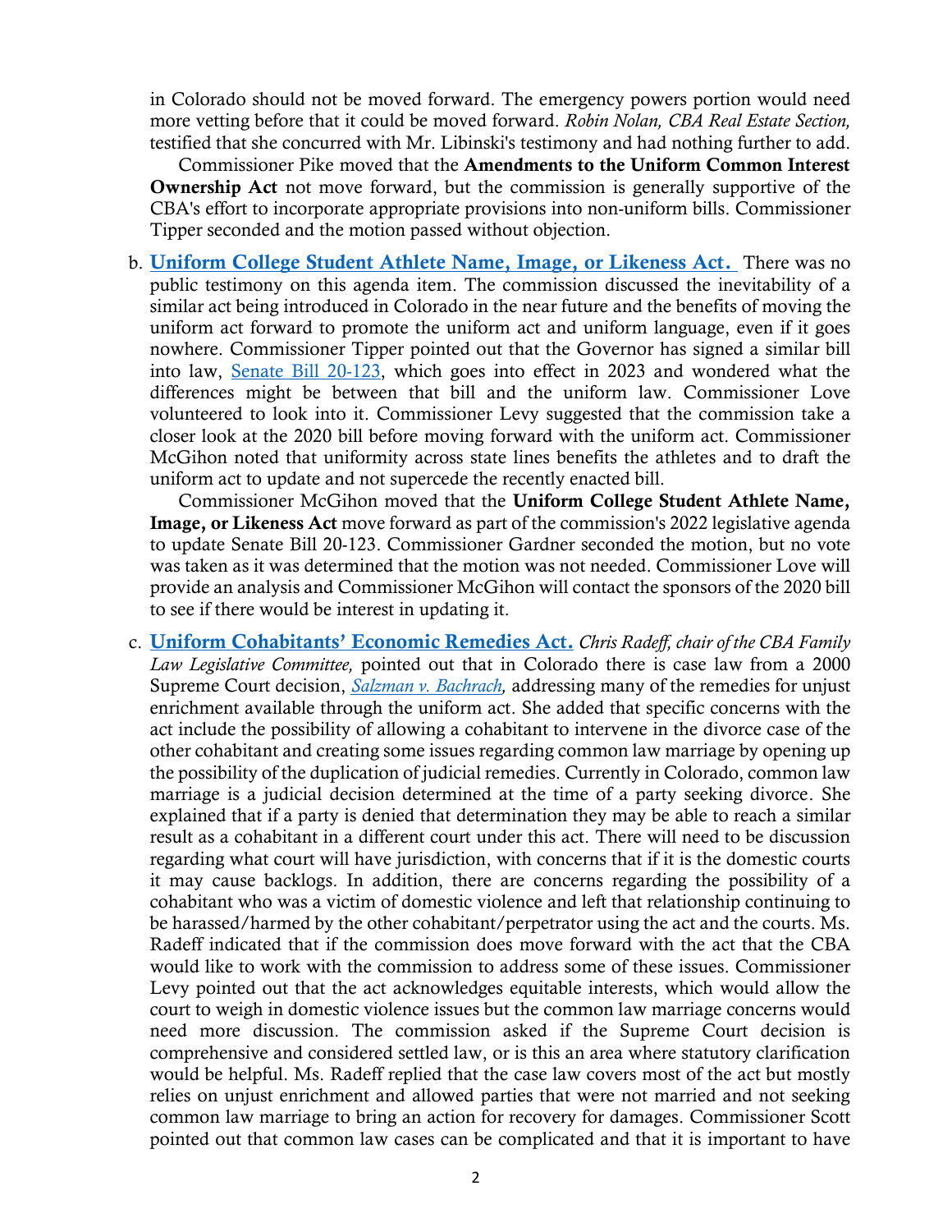in Colorado should not be moved forward. The emergency powers portion would need more vetting before that it could be moved forward. *Robin Nolan, CBA Real Estate Section,* testified that she concurred with Mr. Libinski's testimony and had nothing further to add.

Commissioner Pike moved that the **Amendments to the Uniform Common Interest Ownership Act** not move forward, but the commission is generally supportive of the CBA's effort to incorporate appropriate provisions into non-uniform bills. Commissioner Tipper seconded and the motion passed without objection.

b. **Uniform College Student Athlete Name, Image, or Likeness Act.** There was no public testimony on this agenda item. The commission discussed the inevitability of a similar act being introduced in Colorado in the near future and the benefits of moving the uniform act forward to promote the uniform act and uniform language, even if it goes nowhere. Commissioner Tipper pointed out that the Governor has signed a similar bill into law, Senate Bill 20-123, which goes into effect in 2023 and wondered what the differences might be between that bill and the uniform law. Commissioner Love volunteered to look into it. Commissioner Levy suggested that the commission take a closer look at the 2020 bill before moving forward with the uniform act. Commissioner McGihon noted that uniformity across state lines benefits the athletes and to draft the uniform act to update and not supercede the recently enacted bill.

   Commissioner McGihon moved that the **Uniform College Student Athlete Name, Image, or Likeness Act** move forward as part of the commission's 2022 legislative agenda to update Senate Bill 20-123. Commissioner Gardner seconded the motion, but no vote was taken as it was determined that the motion was not needed. Commissioner Love will provide an analysis and Commissioner McGihon will contact the sponsors of the 2020 bill to see if there would be interest in updating it.

c. **Uniform Cohabitants' Economic Remedies Act.** *Chris Radeff, chair of the CBA Family Law Legislative Committee,* pointed out that in Colorado there is case law from a 2000 Supreme Court decision, *Salzman v. Bachrach,* addressing many of the remedies for unjust enrichment available through the uniform act. She added that specific concerns with the act include the possibility of allowing a cohabitant to intervene in the divorce case of the other cohabitant and creating some issues regarding common law marriage by opening up the possibility of the duplication of judicial remedies. Currently in Colorado, common law marriage is a judicial decision determined at the time of a party seeking divorce. She explained that if a party is denied that determination they may be able to reach a similar result as a cohabitant in a different court under this act. There will need to be discussion regarding what court will have jurisdiction, with concerns that if it is the domestic courts it may cause backlogs. In addition, there are concerns regarding the possibility of a cohabitant who was a victim of domestic violence and left that relationship continuing to be harassed/harmed by the other cohabitant/perpetrator using the act and the courts. Ms. Radeff indicated that if the commission does move forward with the act that the CBA would like to work with the commission to address some of these issues. Commissioner Levy pointed out that the act acknowledges equitable interests, which would allow the court to weigh in domestic violence issues but the common law marriage concerns would need more discussion. The commission asked if the Supreme Court decision is comprehensive and considered settled law, or is this an area where statutory clarification would be helpful. Ms. Radeff replied that the case law covers most of the act but mostly relies on unjust enrichment and allowed parties that were not married and not seeking common law marriage to bring an action for recovery for damages. Commissioner Scott pointed out that common law cases can be complicated and that it is important to have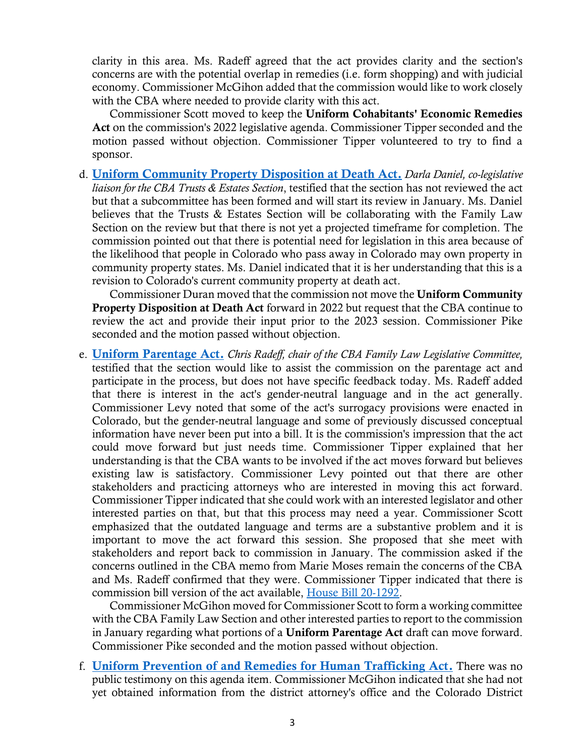clarity in this area. Ms. Radeff agreed that the act provides clarity and the section's concerns are with the potential overlap in remedies (i.e. form shopping) and with judicial economy. Commissioner McGihon added that the commission would like to work closely with the CBA where needed to provide clarity with this act.

Commissioner Scott moved to keep the **Uniform Cohabitants' Economic Remedies Act** on the commission's 2022 legislative agenda. Commissioner Tipper seconded and the motion passed without objection. Commissioner Tipper volunteered to try to find a sponsor.

d. **Uniform Community Property Disposition at Death Act.** *Darla Daniel, co-legislative liaison for the CBA Trusts & Estates Section*, testified that the section has not reviewed the act but that a subcommittee has been formed and will start its review in January. Ms. Daniel believes that the Trusts & Estates Section will be collaborating with the Family Law Section on the review but that there is not yet a projected timeframe for completion. The commission pointed out that there is potential need for legislation in this area because of the likelihood that people in Colorado who pass away in Colorado may own property in community property states. Ms. Daniel indicated that it is her understanding that this is a revision to Colorado's current community property at death act.

   Commissioner Duran moved that the commission not move the **Uniform Community Property Disposition at Death Act** forward in 2022 but request that the CBA continue to review the act and provide their input prior to the 2023 session. Commissioner Pike seconded and the motion passed without objection.

e. **Uniform Parentage Act.** *Chris Radeff, chair of the CBA Family Law Legislative Committee,* testified that the section would like to assist the commission on the parentage act and participate in the process, but does not have specific feedback today. Ms. Radeff added that there is interest in the act's gender-neutral language and in the act generally. Commissioner Levy noted that some of the act's surrogacy provisions were enacted in Colorado, but the gender-neutral language and some of previously discussed conceptual information have never been put into a bill. It is the commission's impression that the act could move forward but just needs time. Commissioner Tipper explained that her understanding is that the CBA wants to be involved if the act moves forward but believes existing law is satisfactory. Commissioner Levy pointed out that there are other stakeholders and practicing attorneys who are interested in moving this act forward. Commissioner Tipper indicated that she could work with an interested legislator and other interested parties on that, but that this process may need a year. Commissioner Scott emphasized that the outdated language and terms are a substantive problem and it is important to move the act forward this session. She proposed that she meet with stakeholders and report back to commission in January. The commission asked if the concerns outlined in the CBA memo from Marie Moses remain the concerns of the CBA and Ms. Radeff confirmed that they were. Commissioner Tipper indicated that there is commission bill version of the act available, House Bill 20-1292.

   Commissioner McGihon moved for Commissioner Scott to form a working committee with the CBA Family Law Section and other interested parties to report to the commission in January regarding what portions of a **Uniform Parentage Act** draft can move forward. Commissioner Pike seconded and the motion passed without objection.

f. **Uniform Prevention of and Remedies for Human Trafficking Act.** There was no public testimony on this agenda item. Commissioner McGihon indicated that she had not yet obtained information from the district attorney's office and the Colorado District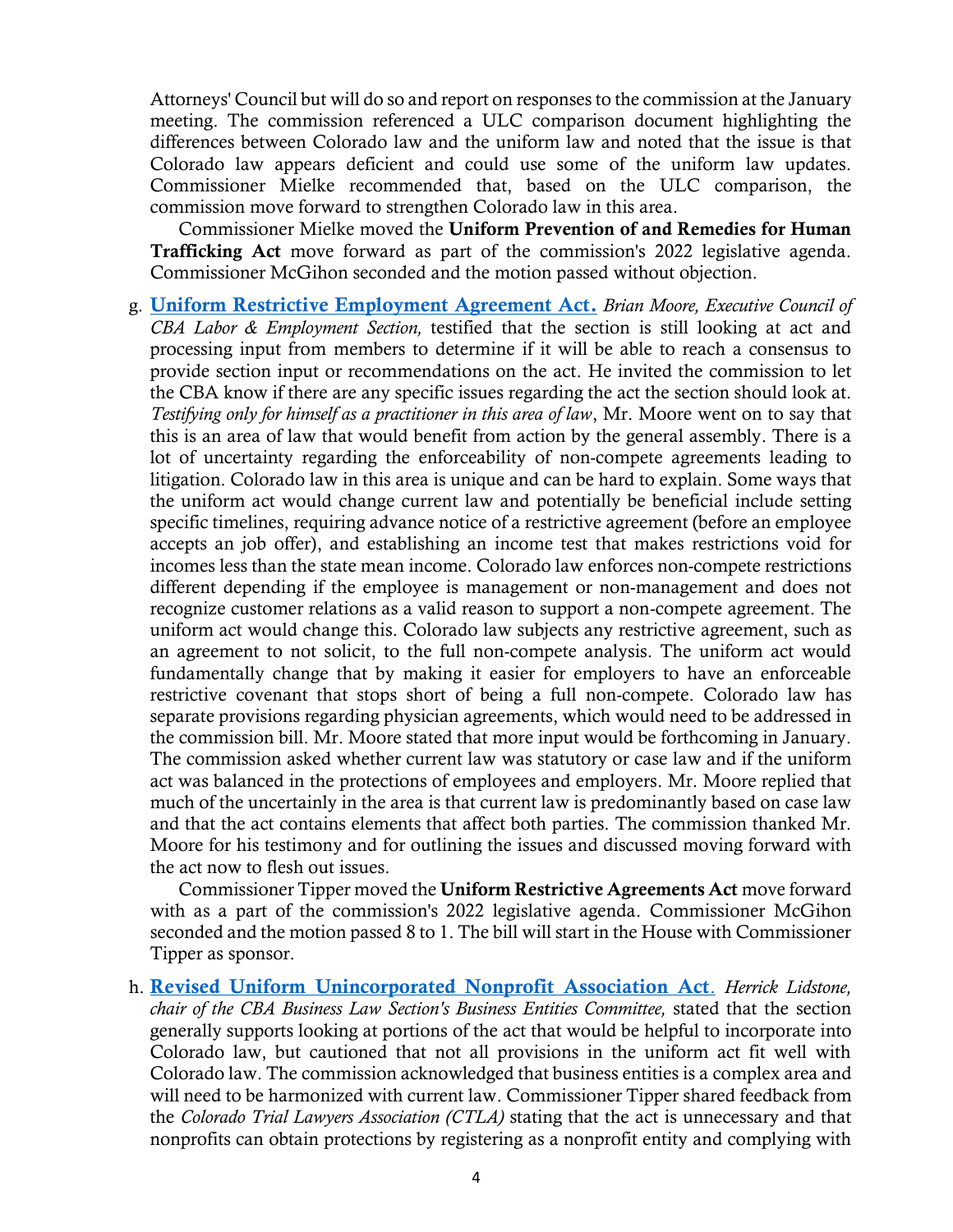Attorneys' Council but will do so and report on responses to the commission at the January meeting. The commission referenced a ULC comparison document highlighting the differences between Colorado law and the uniform law and noted that the issue is that Colorado law appears deficient and could use some of the uniform law updates. Commissioner Mielke recommended that, based on the ULC comparison, the commission move forward to strengthen Colorado law in this area.

Commissioner Mielke moved the **Uniform Prevention of and Remedies for Human Trafficking Act** move forward as part of the commission's 2022 legislative agenda. Commissioner McGihon seconded and the motion passed without objection.

g. **Uniform Restrictive Employment Agreement Act.** *Brian Moore, Executive Council of CBA Labor & Employment Section,* testified that the section is still looking at act and processing input from members to determine if it will be able to reach a consensus to provide section input or recommendations on the act. He invited the commission to let the CBA know if there are any specific issues regarding the act the section should look at. *Testifying only for himself as a practitioner in this area of law*, Mr. Moore went on to say that this is an area of law that would benefit from action by the general assembly. There is a lot of uncertainty regarding the enforceability of non-compete agreements leading to litigation. Colorado law in this area is unique and can be hard to explain. Some ways that the uniform act would change current law and potentially be beneficial include setting specific timelines, requiring advance notice of a restrictive agreement (before an employee accepts an job offer), and establishing an income test that makes restrictions void for incomes less than the state mean income. Colorado law enforces non-compete restrictions different depending if the employee is management or non-management and does not recognize customer relations as a valid reason to support a non-compete agreement. The uniform act would change this. Colorado law subjects any restrictive agreement, such as an agreement to not solicit, to the full non-compete analysis. The uniform act would fundamentally change that by making it easier for employers to have an enforceable restrictive covenant that stops short of being a full non-compete. Colorado law has separate provisions regarding physician agreements, which would need to be addressed in the commission bill. Mr. Moore stated that more input would be forthcoming in January. The commission asked whether current law was statutory or case law and if the uniform act was balanced in the protections of employees and employers. Mr. Moore replied that much of the uncertainly in the area is that current law is predominantly based on case law and that the act contains elements that affect both parties. The commission thanked Mr. Moore for his testimony and for outlining the issues and discussed moving forward with the act now to flesh out issues.

Commissioner Tipper moved the **Uniform Restrictive Agreements Act** move forward with as a part of the commission's 2022 legislative agenda. Commissioner McGihon seconded and the motion passed 8 to 1. The bill will start in the House with Commissioner Tipper as sponsor.

h. **Revised Uniform Unincorporated Nonprofit Association Act**. *Herrick Lidstone, chair of the CBA Business Law Section's Business Entities Committee,* stated that the section generally supports looking at portions of the act that would be helpful to incorporate into Colorado law, but cautioned that not all provisions in the uniform act fit well with Colorado law. The commission acknowledged that business entities is a complex area and will need to be harmonized with current law. Commissioner Tipper shared feedback from the *Colorado Trial Lawyers Association (CTLA)* stating that the act is unnecessary and that nonprofits can obtain protections by registering as a nonprofit entity and complying with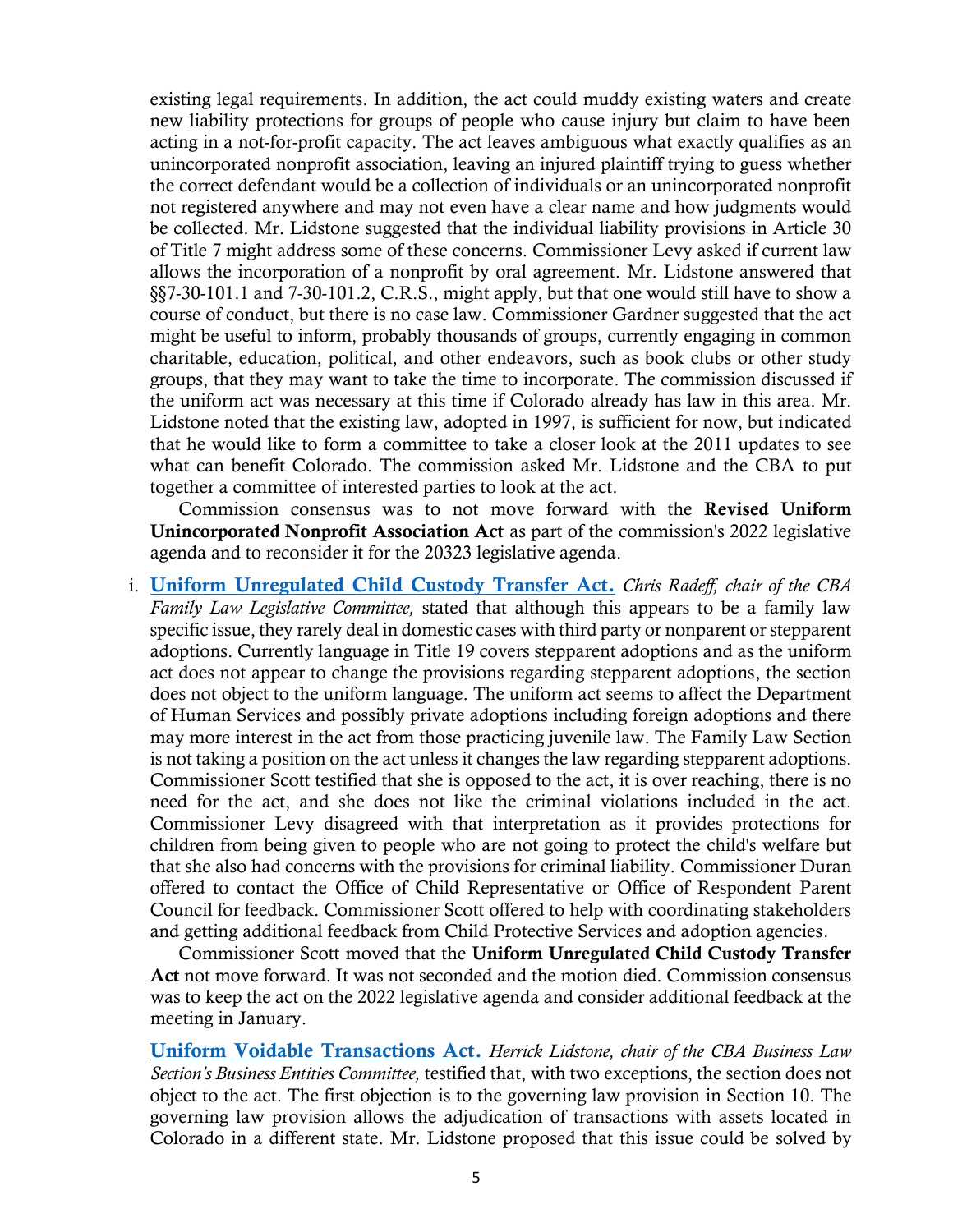existing legal requirements. In addition, the act could muddy existing waters and create new liability protections for groups of people who cause injury but claim to have been acting in a not-for-profit capacity. The act leaves ambiguous what exactly qualifies as an unincorporated nonprofit association, leaving an injured plaintiff trying to guess whether the correct defendant would be a collection of individuals or an unincorporated nonprofit not registered anywhere and may not even have a clear name and how judgments would be collected. Mr. Lidstone suggested that the individual liability provisions in Article 30 of Title 7 might address some of these concerns. Commissioner Levy asked if current law allows the incorporation of a nonprofit by oral agreement. Mr. Lidstone answered that §§7-30-101.1 and 7-30-101.2, C.R.S., might apply, but that one would still have to show a course of conduct, but there is no case law. Commissioner Gardner suggested that the act might be useful to inform, probably thousands of groups, currently engaging in common charitable, education, political, and other endeavors, such as book clubs or other study groups, that they may want to take the time to incorporate. The commission discussed if the uniform act was necessary at this time if Colorado already has law in this area. Mr. Lidstone noted that the existing law, adopted in 1997, is sufficient for now, but indicated that he would like to form a committee to take a closer look at the 2011 updates to see what can benefit Colorado. The commission asked Mr. Lidstone and the CBA to put together a committee of interested parties to look at the act.

Commission consensus was to not move forward with the **Revised Uniform Unincorporated Nonprofit Association Act** as part of the commission's 2022 legislative agenda and to reconsider it for the 20323 legislative agenda.

i. **Uniform Unregulated Child Custody Transfer Act.** *Chris Radeff, chair of the CBA Family Law Legislative Committee,* stated that although this appears to be a family law specific issue, they rarely deal in domestic cases with third party or nonparent or stepparent adoptions. Currently language in Title 19 covers stepparent adoptions and as the uniform act does not appear to change the provisions regarding stepparent adoptions, the section does not object to the uniform language. The uniform act seems to affect the Department of Human Services and possibly private adoptions including foreign adoptions and there may more interest in the act from those practicing juvenile law. The Family Law Section is not taking a position on the act unless it changes the law regarding stepparent adoptions. Commissioner Scott testified that she is opposed to the act, it is over reaching, there is no need for the act, and she does not like the criminal violations included in the act. Commissioner Levy disagreed with that interpretation as it provides protections for children from being given to people who are not going to protect the child's welfare but that she also had concerns with the provisions for criminal liability. Commissioner Duran offered to contact the Office of Child Representative or Office of Respondent Parent Council for feedback. Commissioner Scott offered to help with coordinating stakeholders and getting additional feedback from Child Protective Services and adoption agencies.

Commissioner Scott moved that the **Uniform Unregulated Child Custody Transfer Act** not move forward. It was not seconded and the motion died. Commission consensus was to keep the act on the 2022 legislative agenda and consider additional feedback at the meeting in January.

**Uniform Voidable Transactions Act.** *Herrick Lidstone, chair of the CBA Business Law Section's Business Entities Committee,* testified that, with two exceptions, the section does not object to the act. The first objection is to the governing law provision in Section 10. The governing law provision allows the adjudication of transactions with assets located in Colorado in a different state. Mr. Lidstone proposed that this issue could be solved by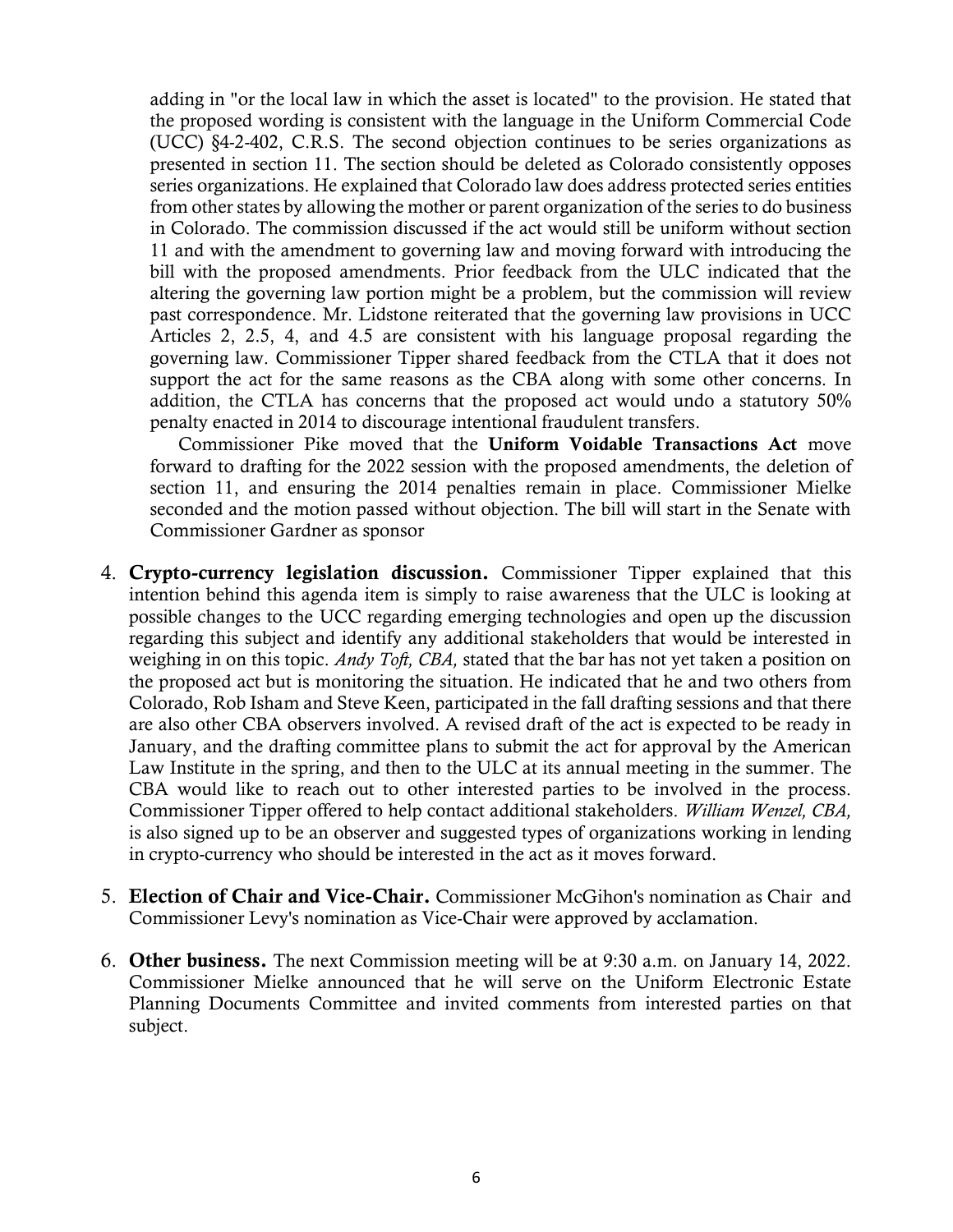adding in "or the local law in which the asset is located" to the provision. He stated that the proposed wording is consistent with the language in the Uniform Commercial Code (UCC) §4-2-402, C.R.S. The second objection continues to be series organizations as presented in section 11. The section should be deleted as Colorado consistently opposes series organizations. He explained that Colorado law does address protected series entities from other states by allowing the mother or parent organization of the series to do business in Colorado. The commission discussed if the act would still be uniform without section 11 and with the amendment to governing law and moving forward with introducing the bill with the proposed amendments. Prior feedback from the ULC indicated that the altering the governing law portion might be a problem, but the commission will review past correspondence. Mr. Lidstone reiterated that the governing law provisions in UCC Articles 2, 2.5, 4, and 4.5 are consistent with his language proposal regarding the governing law. Commissioner Tipper shared feedback from the CTLA that it does not support the act for the same reasons as the CBA along with some other concerns. In addition, the CTLA has concerns that the proposed act would undo a statutory 50% penalty enacted in 2014 to discourage intentional fraudulent transfers.

Commissioner Pike moved that the **Uniform Voidable Transactions Act** move forward to drafting for the 2022 session with the proposed amendments, the deletion of section 11, and ensuring the 2014 penalties remain in place. Commissioner Mielke seconded and the motion passed without objection. The bill will start in the Senate with Commissioner Gardner as sponsor

4. **Crypto-currency legislation discussion.** Commissioner Tipper explained that this intention behind this agenda item is simply to raise awareness that the ULC is looking at possible changes to the UCC regarding emerging technologies and open up the discussion regarding this subject and identify any additional stakeholders that would be interested in weighing in on this topic. *Andy Toft, CBA,* stated that the bar has not yet taken a position on the proposed act but is monitoring the situation. He indicated that he and two others from Colorado, Rob Isham and Steve Keen, participated in the fall drafting sessions and that there are also other CBA observers involved. A revised draft of the act is expected to be ready in January, and the drafting committee plans to submit the act for approval by the American Law Institute in the spring, and then to the ULC at its annual meeting in the summer. The CBA would like to reach out to other interested parties to be involved in the process. Commissioner Tipper offered to help contact additional stakeholders. *William Wenzel, CBA,* is also signed up to be an observer and suggested types of organizations working in lending in crypto-currency who should be interested in the act as it moves forward.

5. **Election of Chair and Vice-Chair.** Commissioner McGihon's nomination as Chair and Commissioner Levy's nomination as Vice-Chair were approved by acclamation.

6. **Other business.** The next Commission meeting will be at 9:30 a.m. on January 14, 2022. Commissioner Mielke announced that he will serve on the Uniform Electronic Estate Planning Documents Committee and invited comments from interested parties on that subject.